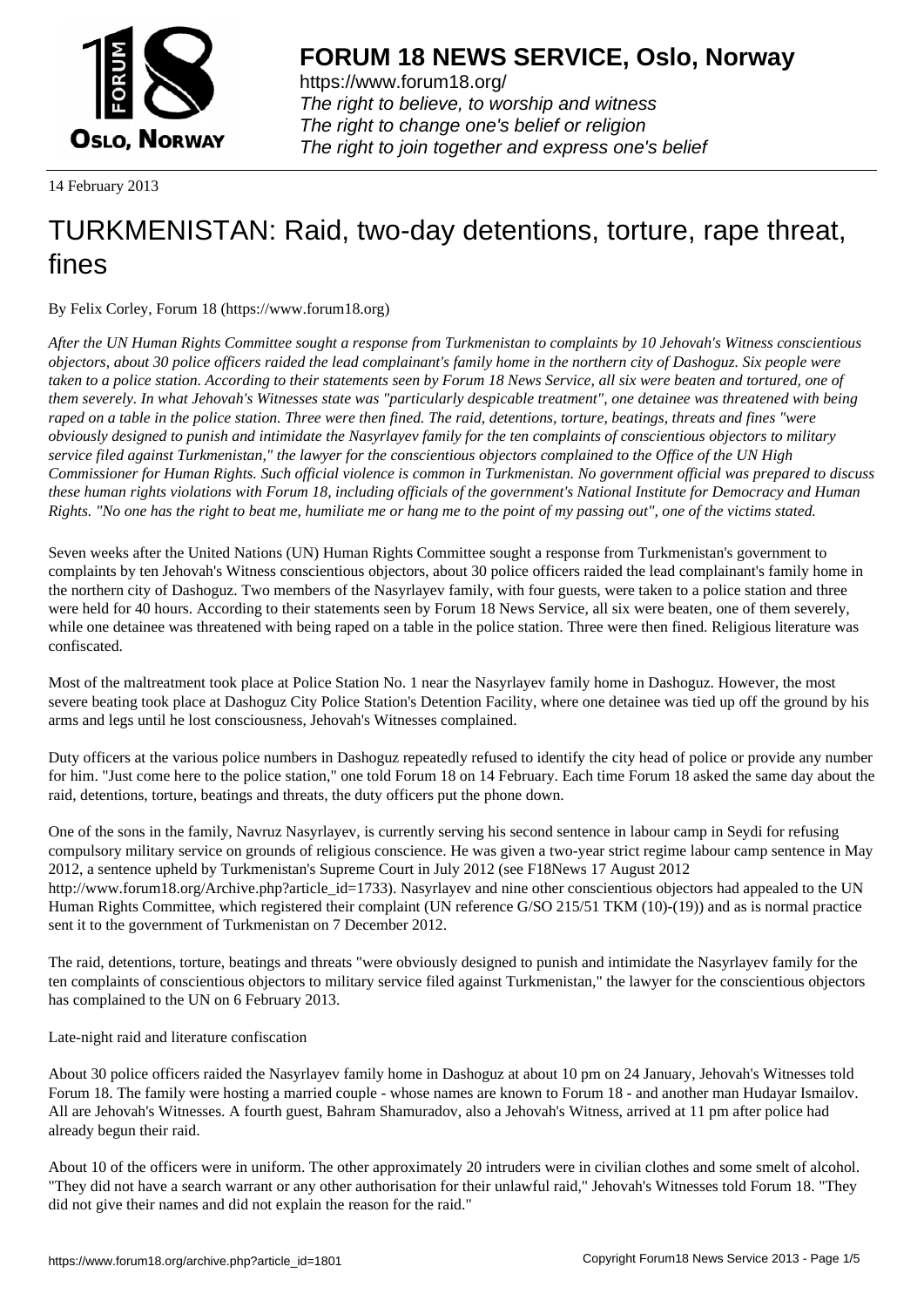# FORUM 18 NEWS SERVICE, Oslo, Norway

https://www.forum18.org/
*The right to believe, to worship and witness*
*The right to change one's belief or religion*
*The right to join together and express one's belief*

14 February 2013

# TURKMENISTAN: Raid, two-day detentions, torture, rape threat, fines

By Felix Corley, Forum 18 (https://www.forum18.org)

*After the UN Human Rights Committee sought a response from Turkmenistan to complaints by 10 Jehovah's Witness conscientious objectors, about 30 police officers raided the lead complainant's family home in the northern city of Dashoguz. Six people were taken to a police station. According to their statements seen by Forum 18 News Service, all six were beaten and tortured, one of them severely. In what Jehovah's Witnesses state was "particularly despicable treatment", one detainee was threatened with being raped on a table in the police station. Three were then fined. The raid, detentions, torture, beatings, threats and fines "were obviously designed to punish and intimidate the Nasyrlayev family for the ten complaints of conscientious objectors to military service filed against Turkmenistan," the lawyer for the conscientious objectors complained to the Office of the UN High Commissioner for Human Rights. Such official violence is common in Turkmenistan. No government official was prepared to discuss these human rights violations with Forum 18, including officials of the government's National Institute for Democracy and Human Rights. "No one has the right to beat me, humiliate me or hang me to the point of my passing out", one of the victims stated.*

Seven weeks after the United Nations (UN) Human Rights Committee sought a response from Turkmenistan's government to complaints by ten Jehovah's Witness conscientious objectors, about 30 police officers raided the lead complainant's family home in the northern city of Dashoguz. Two members of the Nasyrlayev family, with four guests, were taken to a police station and three were held for 40 hours. According to their statements seen by Forum 18 News Service, all six were beaten, one of them severely, while one detainee was threatened with being raped on a table in the police station. Three were then fined. Religious literature was confiscated.

Most of the maltreatment took place at Police Station No. 1 near the Nasyrlayev family home in Dashoguz. However, the most severe beating took place at Dashoguz City Police Station's Detention Facility, where one detainee was tied up off the ground by his arms and legs until he lost consciousness, Jehovah's Witnesses complained.

Duty officers at the various police numbers in Dashoguz repeatedly refused to identify the city head of police or provide any number for him. "Just come here to the police station," one told Forum 18 on 14 February. Each time Forum 18 asked the same day about the raid, detentions, torture, beatings and threats, the duty officers put the phone down.

One of the sons in the family, Navruz Nasyrlayev, is currently serving his second sentence in labour camp in Seydi for refusing compulsory military service on grounds of religious conscience. He was given a two-year strict regime labour camp sentence in May 2012, a sentence upheld by Turkmenistan's Supreme Court in July 2012 (see F18News 17 August 2012 http://www.forum18.org/Archive.php?article_id=1733). Nasyrlayev and nine other conscientious objectors had appealed to the UN Human Rights Committee, which registered their complaint (UN reference G/SO 215/51 TKM (10)-(19)) and as is normal practice sent it to the government of Turkmenistan on 7 December 2012.

The raid, detentions, torture, beatings and threats "were obviously designed to punish and intimidate the Nasyrlayev family for the ten complaints of conscientious objectors to military service filed against Turkmenistan," the lawyer for the conscientious objectors has complained to the UN on 6 February 2013.

Late-night raid and literature confiscation

About 30 police officers raided the Nasyrlayev family home in Dashoguz at about 10 pm on 24 January, Jehovah's Witnesses told Forum 18. The family were hosting a married couple - whose names are known to Forum 18 - and another man Hudayar Ismailov. All are Jehovah's Witnesses. A fourth guest, Bahram Shamuradov, also a Jehovah's Witness, arrived at 11 pm after police had already begun their raid.

About 10 of the officers were in uniform. The other approximately 20 intruders were in civilian clothes and some smelt of alcohol. "They did not have a search warrant or any other authorisation for their unlawful raid," Jehovah's Witnesses told Forum 18. "They did not give their names and did not explain the reason for the raid."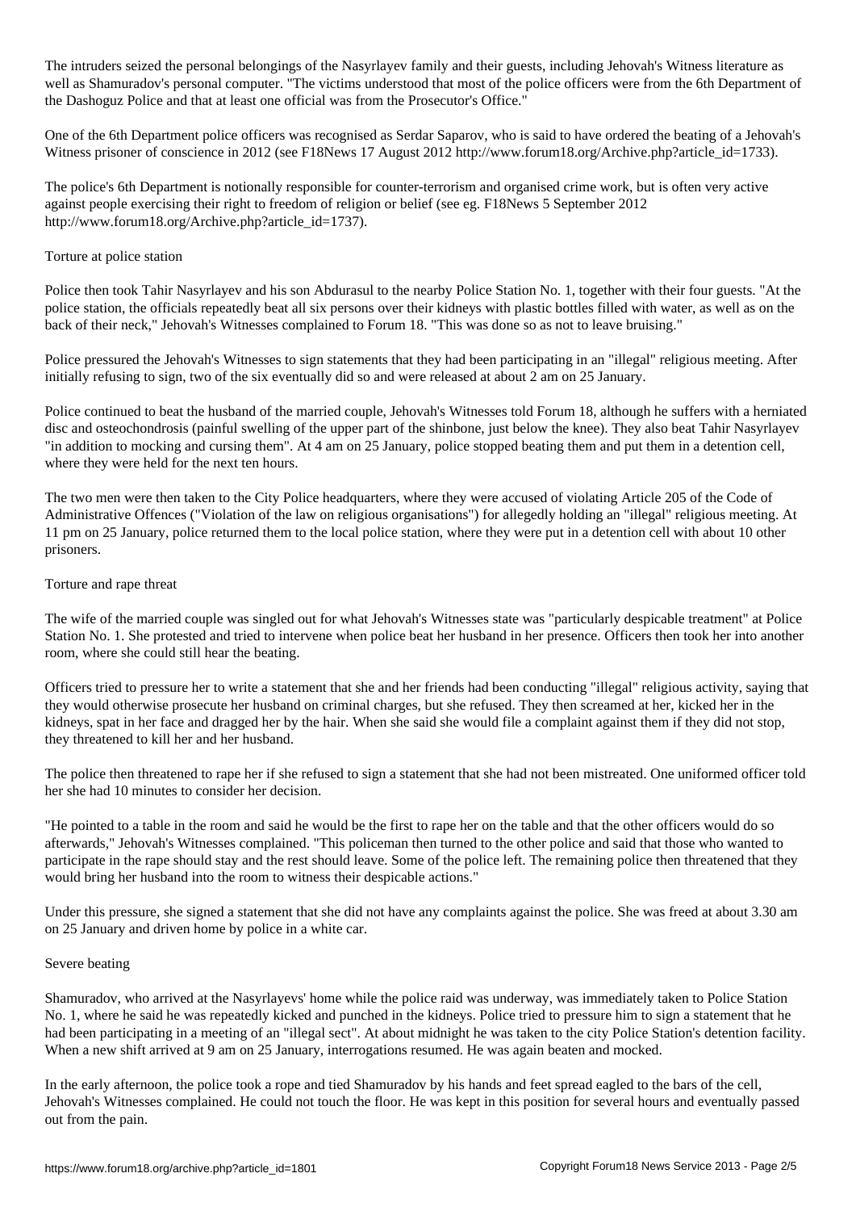The intruders seized the personal belongings of the Nasyrlayev family and their guests, including Jehovah's Witness literature as well as Shamuradov's personal computer. "The victims understood that most of the police officers were from the 6th Department of the Dashoguz Police and that at least one official was from the Prosecutor's Office."

One of the 6th Department police officers was recognised as Serdar Saparov, who is said to have ordered the beating of a Jehovah's Witness prisoner of conscience in 2012 (see F18News 17 August 2012 http://www.forum18.org/Archive.php?article_id=1733).

The police's 6th Department is notionally responsible for counter-terrorism and organised crime work, but is often very active against people exercising their right to freedom of religion or belief (see eg. F18News 5 September 2012 http://www.forum18.org/Archive.php?article_id=1737).

## Torture at police station

Police then took Tahir Nasyrlayev and his son Abdurasul to the nearby Police Station No. 1, together with their four guests. "At the police station, the officials repeatedly beat all six persons over their kidneys with plastic bottles filled with water, as well as on the back of their neck," Jehovah's Witnesses complained to Forum 18. "This was done so as not to leave bruising."

Police pressured the Jehovah's Witnesses to sign statements that they had been participating in an "illegal" religious meeting. After initially refusing to sign, two of the six eventually did so and were released at about 2 am on 25 January.

Police continued to beat the husband of the married couple, Jehovah's Witnesses told Forum 18, although he suffers with a herniated disc and osteochondrosis (painful swelling of the upper part of the shinbone, just below the knee). They also beat Tahir Nasyrlayev "in addition to mocking and cursing them". At 4 am on 25 January, police stopped beating them and put them in a detention cell, where they were held for the next ten hours.

The two men were then taken to the City Police headquarters, where they were accused of violating Article 205 of the Code of Administrative Offences ("Violation of the law on religious organisations") for allegedly holding an "illegal" religious meeting. At 11 pm on 25 January, police returned them to the local police station, where they were put in a detention cell with about 10 other prisoners.

## Torture and rape threat

The wife of the married couple was singled out for what Jehovah's Witnesses state was "particularly despicable treatment" at Police Station No. 1. She protested and tried to intervene when police beat her husband in her presence. Officers then took her into another room, where she could still hear the beating.

Officers tried to pressure her to write a statement that she and her friends had been conducting "illegal" religious activity, saying that they would otherwise prosecute her husband on criminal charges, but she refused. They then screamed at her, kicked her in the kidneys, spat in her face and dragged her by the hair. When she said she would file a complaint against them if they did not stop, they threatened to kill her and her husband.

The police then threatened to rape her if she refused to sign a statement that she had not been mistreated. One uniformed officer told her she had 10 minutes to consider her decision.

"He pointed to a table in the room and said he would be the first to rape her on the table and that the other officers would do so afterwards," Jehovah's Witnesses complained. "This policeman then turned to the other police and said that those who wanted to participate in the rape should stay and the rest should leave. Some of the police left. The remaining police then threatened that they would bring her husband into the room to witness their despicable actions."

Under this pressure, she signed a statement that she did not have any complaints against the police. She was freed at about 3.30 am on 25 January and driven home by police in a white car.

## Severe beating

Shamuradov, who arrived at the Nasyrlayevs' home while the police raid was underway, was immediately taken to Police Station No. 1, where he said he was repeatedly kicked and punched in the kidneys. Police tried to pressure him to sign a statement that he had been participating in a meeting of an "illegal sect". At about midnight he was taken to the city Police Station's detention facility. When a new shift arrived at 9 am on 25 January, interrogations resumed. He was again beaten and mocked.

In the early afternoon, the police took a rope and tied Shamuradov by his hands and feet spread eagled to the bars of the cell, Jehovah's Witnesses complained. He could not touch the floor. He was kept in this position for several hours and eventually passed out from the pain.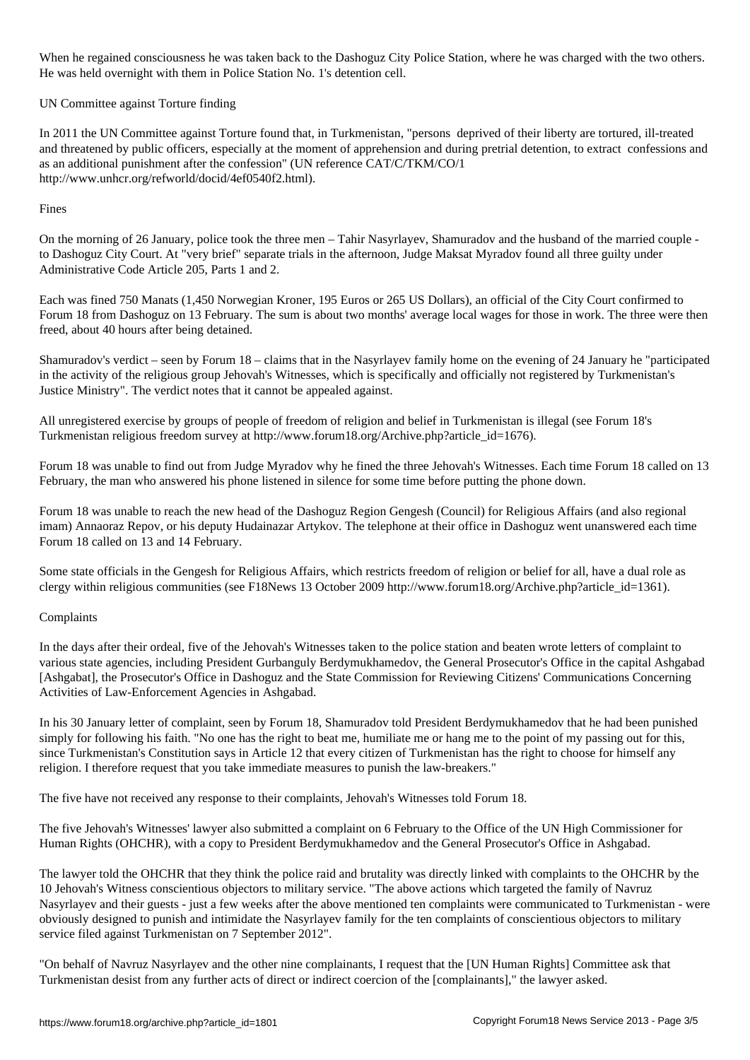When he regained consciousness he was taken back to the Dashoguz City Police Station, where he was charged with the two others. He was held overnight with them in Police Station No. 1's detention cell.

## UN Committee against Torture finding

In 2011 the UN Committee against Torture found that, in Turkmenistan, "persons deprived of their liberty are tortured, ill-treated and threatened by public officers, especially at the moment of apprehension and during pretrial detention, to extract confessions and as an additional punishment after the confession" (UN reference CAT/C/TKM/CO/1 http://www.unhcr.org/refworld/docid/4ef0540f2.html).

## Fines

On the morning of 26 January, police took the three men – Tahir Nasyrlayev, Shamuradov and the husband of the married couple - to Dashoguz City Court. At "very brief" separate trials in the afternoon, Judge Maksat Myradov found all three guilty under Administrative Code Article 205, Parts 1 and 2.

Each was fined 750 Manats (1,450 Norwegian Kroner, 195 Euros or 265 US Dollars), an official of the City Court confirmed to Forum 18 from Dashoguz on 13 February. The sum is about two months' average local wages for those in work. The three were then freed, about 40 hours after being detained.

Shamuradov's verdict – seen by Forum 18 – claims that in the Nasyrlayev family home on the evening of 24 January he "participated in the activity of the religious group Jehovah's Witnesses, which is specifically and officially not registered by Turkmenistan's Justice Ministry". The verdict notes that it cannot be appealed against.

All unregistered exercise by groups of people of freedom of religion and belief in Turkmenistan is illegal (see Forum 18's Turkmenistan religious freedom survey at http://www.forum18.org/Archive.php?article_id=1676).

Forum 18 was unable to find out from Judge Myradov why he fined the three Jehovah's Witnesses. Each time Forum 18 called on 13 February, the man who answered his phone listened in silence for some time before putting the phone down.

Forum 18 was unable to reach the new head of the Dashoguz Region Gengesh (Council) for Religious Affairs (and also regional imam) Annaoraz Repov, or his deputy Hudainazar Artykov. The telephone at their office in Dashoguz went unanswered each time Forum 18 called on 13 and 14 February.

Some state officials in the Gengesh for Religious Affairs, which restricts freedom of religion or belief for all, have a dual role as clergy within religious communities (see F18News 13 October 2009 http://www.forum18.org/Archive.php?article_id=1361).

## Complaints

In the days after their ordeal, five of the Jehovah's Witnesses taken to the police station and beaten wrote letters of complaint to various state agencies, including President Gurbanguly Berdymukhamedov, the General Prosecutor's Office in the capital Ashgabad [Ashgabat], the Prosecutor's Office in Dashoguz and the State Commission for Reviewing Citizens' Communications Concerning Activities of Law-Enforcement Agencies in Ashgabad.

In his 30 January letter of complaint, seen by Forum 18, Shamuradov told President Berdymukhamedov that he had been punished simply for following his faith. "No one has the right to beat me, humiliate me or hang me to the point of my passing out for this, since Turkmenistan's Constitution says in Article 12 that every citizen of Turkmenistan has the right to choose for himself any religion. I therefore request that you take immediate measures to punish the law-breakers."

The five have not received any response to their complaints, Jehovah's Witnesses told Forum 18.

The five Jehovah's Witnesses' lawyer also submitted a complaint on 6 February to the Office of the UN High Commissioner for Human Rights (OHCHR), with a copy to President Berdymukhamedov and the General Prosecutor's Office in Ashgabad.

The lawyer told the OHCHR that they think the police raid and brutality was directly linked with complaints to the OHCHR by the 10 Jehovah's Witness conscientious objectors to military service. "The above actions which targeted the family of Navruz Nasyrlayev and their guests - just a few weeks after the above mentioned ten complaints were communicated to Turkmenistan - were obviously designed to punish and intimidate the Nasyrlayev family for the ten complaints of conscientious objectors to military service filed against Turkmenistan on 7 September 2012".

"On behalf of Navruz Nasyrlayev and the other nine complainants, I request that the [UN Human Rights] Committee ask that Turkmenistan desist from any further acts of direct or indirect coercion of the [complainants]," the lawyer asked.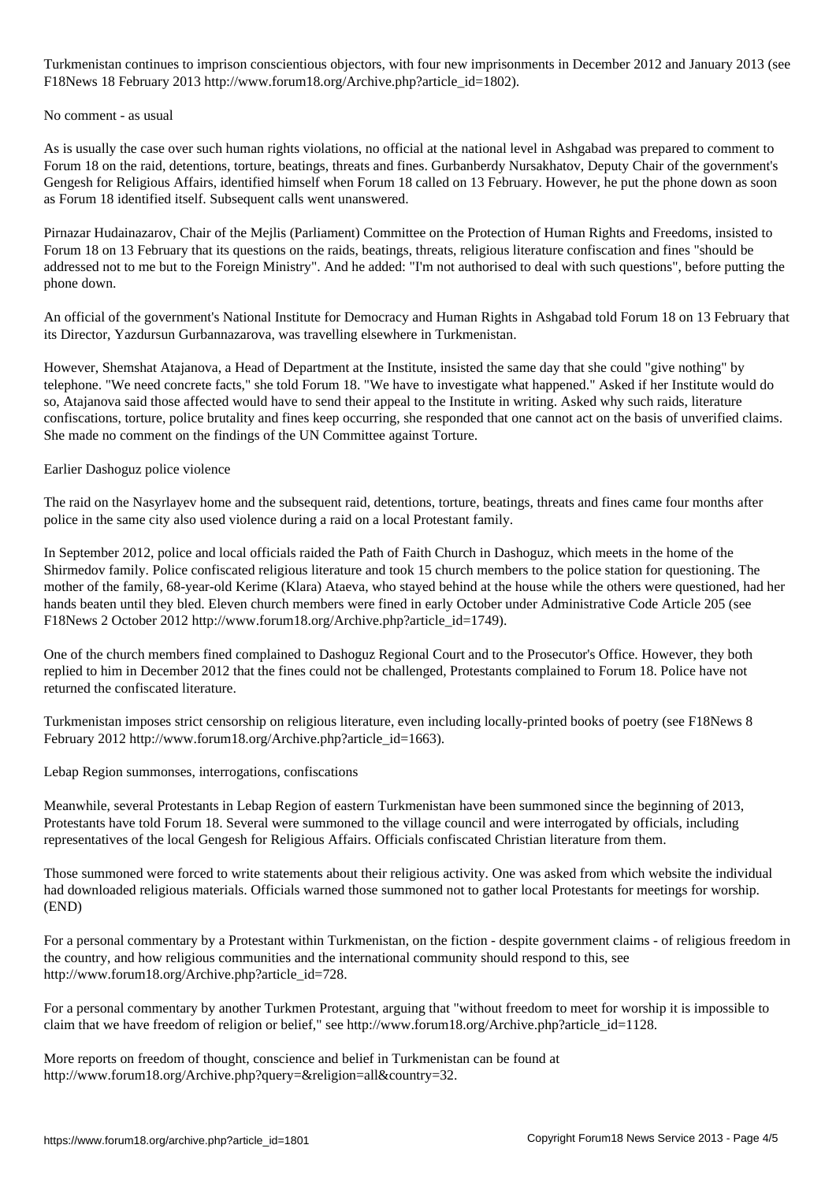Turkmenistan continues to imprison conscientious objectors, with four new imprisonments in December 2012 and January 2013 (see F18News 18 February 2013 http://www.forum18.org/Archive.php?article_id=1802).

## No comment - as usual

As is usually the case over such human rights violations, no official at the national level in Ashgabad was prepared to comment to Forum 18 on the raid, detentions, torture, beatings, threats and fines. Gurbanberdy Nursakhatov, Deputy Chair of the government's Gengesh for Religious Affairs, identified himself when Forum 18 called on 13 February. However, he put the phone down as soon as Forum 18 identified itself. Subsequent calls went unanswered.

Pirnazar Hudainazarov, Chair of the Mejlis (Parliament) Committee on the Protection of Human Rights and Freedoms, insisted to Forum 18 on 13 February that its questions on the raids, beatings, threats, religious literature confiscation and fines "should be addressed not to me but to the Foreign Ministry". And he added: "I'm not authorised to deal with such questions", before putting the phone down.

An official of the government's National Institute for Democracy and Human Rights in Ashgabad told Forum 18 on 13 February that its Director, Yazdursun Gurbannazarova, was travelling elsewhere in Turkmenistan.

However, Shemshat Atajanova, a Head of Department at the Institute, insisted the same day that she could "give nothing" by telephone. "We need concrete facts," she told Forum 18. "We have to investigate what happened." Asked if her Institute would do so, Atajanova said those affected would have to send their appeal to the Institute in writing. Asked why such raids, literature confiscations, torture, police brutality and fines keep occurring, she responded that one cannot act on the basis of unverified claims. She made no comment on the findings of the UN Committee against Torture.

## Earlier Dashoguz police violence

The raid on the Nasyrlayev home and the subsequent raid, detentions, torture, beatings, threats and fines came four months after police in the same city also used violence during a raid on a local Protestant family.

In September 2012, police and local officials raided the Path of Faith Church in Dashoguz, which meets in the home of the Shirmedov family. Police confiscated religious literature and took 15 church members to the police station for questioning. The mother of the family, 68-year-old Kerime (Klara) Ataeva, who stayed behind at the house while the others were questioned, had her hands beaten until they bled. Eleven church members were fined in early October under Administrative Code Article 205 (see F18News 2 October 2012 http://www.forum18.org/Archive.php?article_id=1749).

One of the church members fined complained to Dashoguz Regional Court and to the Prosecutor's Office. However, they both replied to him in December 2012 that the fines could not be challenged, Protestants complained to Forum 18. Police have not returned the confiscated literature.

Turkmenistan imposes strict censorship on religious literature, even including locally-printed books of poetry (see F18News 8 February 2012 http://www.forum18.org/Archive.php?article_id=1663).

## Lebap Region summonses, interrogations, confiscations

Meanwhile, several Protestants in Lebap Region of eastern Turkmenistan have been summoned since the beginning of 2013, Protestants have told Forum 18. Several were summoned to the village council and were interrogated by officials, including representatives of the local Gengesh for Religious Affairs. Officials confiscated Christian literature from them.

Those summoned were forced to write statements about their religious activity. One was asked from which website the individual had downloaded religious materials. Officials warned those summoned not to gather local Protestants for meetings for worship. (END)

For a personal commentary by a Protestant within Turkmenistan, on the fiction - despite government claims - of religious freedom in the country, and how religious communities and the international community should respond to this, see http://www.forum18.org/Archive.php?article_id=728.

For a personal commentary by another Turkmen Protestant, arguing that "without freedom to meet for worship it is impossible to claim that we have freedom of religion or belief," see http://www.forum18.org/Archive.php?article_id=1128.

More reports on freedom of thought, conscience and belief in Turkmenistan can be found at http://www.forum18.org/Archive.php?query=&religion=all&country=32.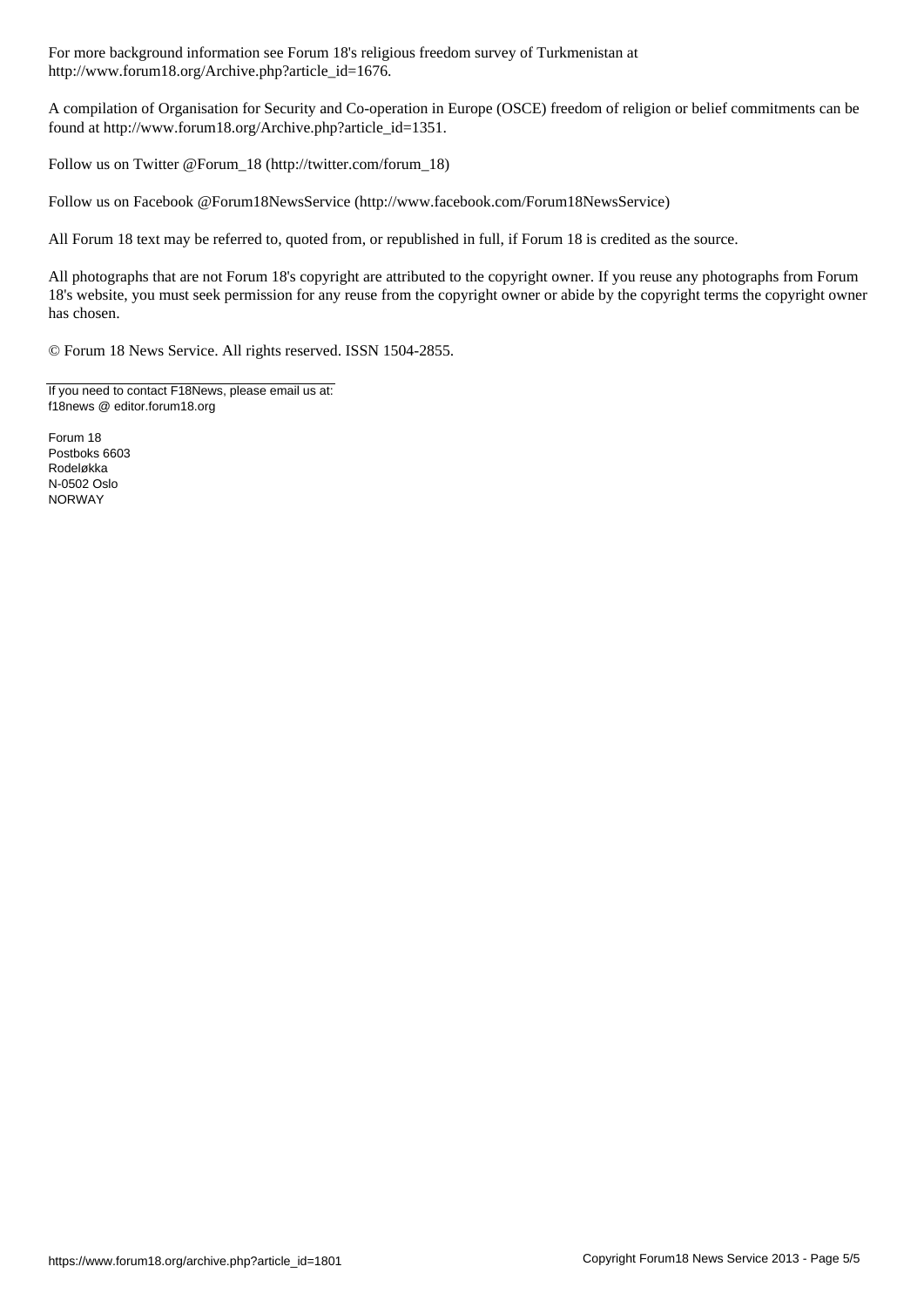For more background information see Forum 18's religious freedom survey of Turkmenistan at http://www.forum18.org/Archive.php?article_id=1676.

A compilation of Organisation for Security and Co-operation in Europe (OSCE) freedom of religion or belief commitments can be found at http://www.forum18.org/Archive.php?article_id=1351.

Follow us on Twitter @Forum_18 (http://twitter.com/forum_18)

Follow us on Facebook @Forum18NewsService (http://www.facebook.com/Forum18NewsService)

All Forum 18 text may be referred to, quoted from, or republished in full, if Forum 18 is credited as the source.

All photographs that are not Forum 18's copyright are attributed to the copyright owner. If you reuse any photographs from Forum 18's website, you must seek permission for any reuse from the copyright owner or abide by the copyright terms the copyright owner has chosen.

© Forum 18 News Service. All rights reserved. ISSN 1504-2855.

---

If you need to contact F18News, please email us at:
f18news @ editor.forum18.org

Forum 18
Postboks 6603
Rodeløkka
N-0502 Oslo
NORWAY